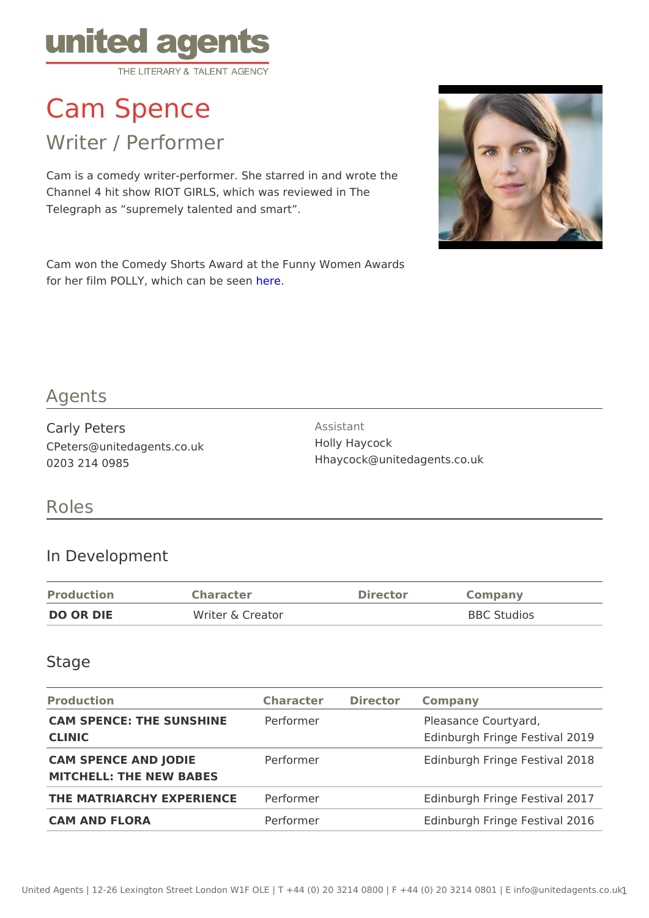united agents

THE LITERARY & TALENT AGENCY

# Cam Spence

## Writer / Performer

Cam is a comedy writer-performer. She starred in and wrote the Channel 4 hit show RIOT GIRLS, which was reviewed in The Telegraph as "supremely talented and smart".

Cam won the Comedy Shorts Award at the Funny Women Awards for her film POLLY, which can be seen here.

## Agents

Carly Peters
CPeters@unitedagents.co.uk
0203 214 0985

Assistant
Holly Haycock
Hhaycock@unitedagents.co.uk

## Roles

### In Development

| Production | Character | Director | Company |
| --- | --- | --- | --- |
| **DO OR DIE** | Writer & Creator | | BBC Studios |

### Stage

| Production | Character | Director | Company |
| --- | --- | --- | --- |
| **CAM SPENCE: THE SUNSHINE CLINIC** | Performer | | Pleasance Courtyard, Edinburgh Fringe Festival 2019 |
| **CAM SPENCE AND JODIE MITCHELL: THE NEW BABES** | Performer | | Edinburgh Fringe Festival 2018 |
| **THE MATRIARCHY EXPERIENCE** | Performer | | Edinburgh Fringe Festival 2017 |
| **CAM AND FLORA** | Performer | | Edinburgh Fringe Festival 2016 |

United Agents | 12-26 Lexington Street London W1F OLE | T +44 (0) 20 3214 0800 | F +44 (0) 20 3214 0801 | E info@unitedagents.co.uk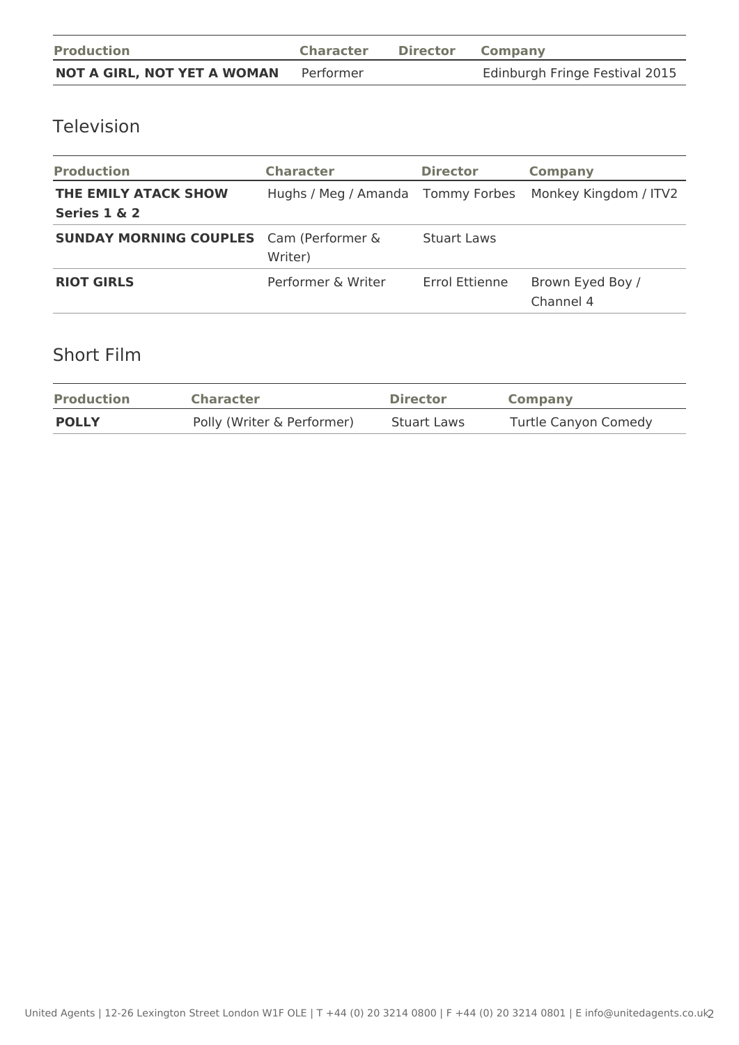| Production | Character | Director | Company |
| --- | --- | --- | --- |
| **NOT A GIRL, NOT YET A WOMAN** | Performer | | Edinburgh Fringe Festival 2015 |

## Television

| Production | Character | Director | Company |
| --- | --- | --- | --- |
| **THE EMILY ATACK SHOW Series 1 & 2** | Hughs / Meg / Amanda | Tommy Forbes | Monkey Kingdom / ITV2 |
| **SUNDAY MORNING COUPLES** | Cam (Performer & Writer) | Stuart Laws | |
| **RIOT GIRLS** | Performer & Writer | Errol Ettienne | Brown Eyed Boy / Channel 4 |

## Short Film

| Production | Character | Director | Company |
| --- | --- | --- | --- |
| **POLLY** | Polly (Writer & Performer) | Stuart Laws | Turtle Canyon Comedy |